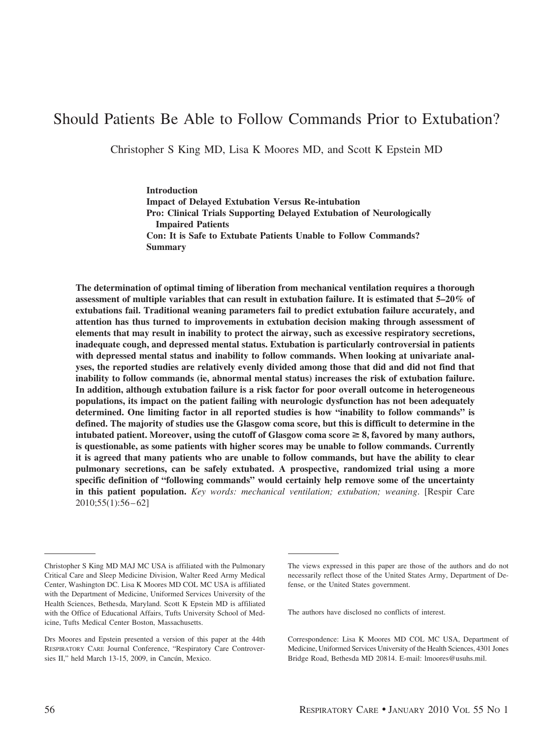# Should Patients Be Able to Follow Commands Prior to Extubation?

Christopher S King MD, Lisa K Moores MD, and Scott K Epstein MD

**Introduction**
**Impact of Delayed Extubation Versus Re-intubation**
**Pro: Clinical Trials Supporting Delayed Extubation of Neurologically Impaired Patients**
**Con: It is Safe to Extubate Patients Unable to Follow Commands?**
**Summary**

**The determination of optimal timing of liberation from mechanical ventilation requires a thorough assessment of multiple variables that can result in extubation failure. It is estimated that 5–20% of extubations fail. Traditional weaning parameters fail to predict extubation failure accurately, and attention has thus turned to improvements in extubation decision making through assessment of elements that may result in inability to protect the airway, such as excessive respiratory secretions, inadequate cough, and depressed mental status. Extubation is particularly controversial in patients with depressed mental status and inability to follow commands. When looking at univariate analyses, the reported studies are relatively evenly divided among those that did and did not find that inability to follow commands (ie, abnormal mental status) increases the risk of extubation failure. In addition, although extubation failure is a risk factor for poor overall outcome in heterogeneous populations, its impact on the patient failing with neurologic dysfunction has not been adequately determined. One limiting factor in all reported studies is how "inability to follow commands" is defined. The majority of studies use the Glasgow coma score, but this is difficult to determine in the intubated patient. Moreover, using the cutoff of Glasgow coma score ≥ 8, favored by many authors, is questionable, as some patients with higher scores may be unable to follow commands. Currently it is agreed that many patients who are unable to follow commands, but have the ability to clear pulmonary secretions, can be safely extubated. A prospective, randomized trial using a more specific definition of "following commands" would certainly help remove some of the uncertainty in this patient population.** *Key words: mechanical ventilation; extubation; weaning*. [Respir Care 2010;55(1):56–62]

---

Christopher S King MD MAJ MC USA is affiliated with the Pulmonary Critical Care and Sleep Medicine Division, Walter Reed Army Medical Center, Washington DC. Lisa K Moores MD COL MC USA is affiliated with the Department of Medicine, Uniformed Services University of the Health Sciences, Bethesda, Maryland. Scott K Epstein MD is affiliated with the Office of Educational Affairs, Tufts University School of Medicine, Tufts Medical Center Boston, Massachusetts.

Drs Moores and Epstein presented a version of this paper at the 44th RESPIRATORY CARE Journal Conference, "Respiratory Care Controversies II," held March 13-15, 2009, in Cancún, Mexico.

The views expressed in this paper are those of the authors and do not necessarily reflect those of the United States Army, Department of Defense, or the United States government.

The authors have disclosed no conflicts of interest.

Correspondence: Lisa K Moores MD COL MC USA, Department of Medicine, Uniformed Services University of the Health Sciences, 4301 Jones Bridge Road, Bethesda MD 20814. E-mail: lmoores@usuhs.mil.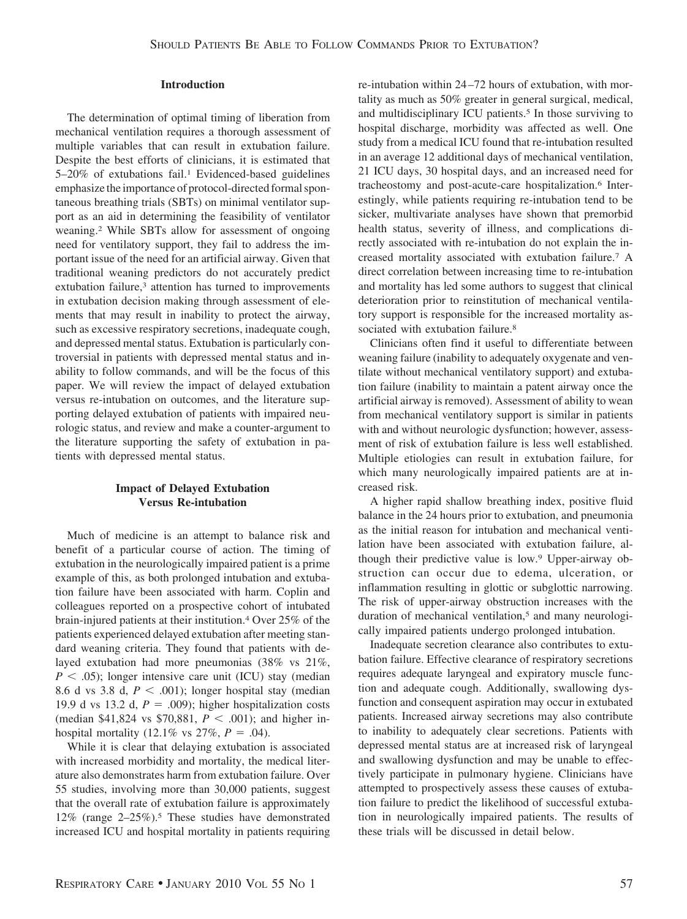## Introduction

The determination of optimal timing of liberation from mechanical ventilation requires a thorough assessment of multiple variables that can result in extubation failure. Despite the best efforts of clinicians, it is estimated that 5–20% of extubations fail.[1] Evidenced-based guidelines emphasize the importance of protocol-directed formal spontaneous breathing trials (SBTs) on minimal ventilator support as an aid in determining the feasibility of ventilator weaning.[2] While SBTs allow for assessment of ongoing need for ventilatory support, they fail to address the important issue of the need for an artificial airway. Given that traditional weaning predictors do not accurately predict extubation failure,[3] attention has turned to improvements in extubation decision making through assessment of elements that may result in inability to protect the airway, such as excessive respiratory secretions, inadequate cough, and depressed mental status. Extubation is particularly controversial in patients with depressed mental status and inability to follow commands, and will be the focus of this paper. We will review the impact of delayed extubation versus re-intubation on outcomes, and the literature supporting delayed extubation of patients with impaired neurologic status, and review and make a counter-argument to the literature supporting the safety of extubation in patients with depressed mental status.

## Impact of Delayed Extubation Versus Re-intubation

Much of medicine is an attempt to balance risk and benefit of a particular course of action. The timing of extubation in the neurologically impaired patient is a prime example of this, as both prolonged intubation and extubation failure have been associated with harm. Coplin and colleagues reported on a prospective cohort of intubated brain-injured patients at their institution.[4] Over 25% of the patients experienced delayed extubation after meeting standard weaning criteria. They found that patients with delayed extubation had more pneumonias (38% vs 21%, $P < .05$); longer intensive care unit (ICU) stay (median 8.6 d vs 3.8 d, $P < .001$); longer hospital stay (median 19.9 d vs 13.2 d, $P = .009$); higher hospitalization costs (median \$41,824 vs \$70,881, $P < .001$); and higher in-hospital mortality (12.1% vs 27%, $P = .04$).

While it is clear that delaying extubation is associated with increased morbidity and mortality, the medical literature also demonstrates harm from extubation failure. Over 55 studies, involving more than 30,000 patients, suggest that the overall rate of extubation failure is approximately 12% (range 2–25%).[5] These studies have demonstrated increased ICU and hospital mortality in patients requiring re-intubation within 24–72 hours of extubation, with mortality as much as 50% greater in general surgical, medical, and multidisciplinary ICU patients.[5] In those surviving to hospital discharge, morbidity was affected as well. One study from a medical ICU found that re-intubation resulted in an average 12 additional days of mechanical ventilation, 21 ICU days, 30 hospital days, and an increased need for tracheostomy and post-acute-care hospitalization.[6] Interestingly, while patients requiring re-intubation tend to be sicker, multivariate analyses have shown that premorbid health status, severity of illness, and complications directly associated with re-intubation do not explain the increased mortality associated with extubation failure.[7] A direct correlation between increasing time to re-intubation and mortality has led some authors to suggest that clinical deterioration prior to reinstitution of mechanical ventilatory support is responsible for the increased mortality associated with extubation failure.[8]

Clinicians often find it useful to differentiate between weaning failure (inability to adequately oxygenate and ventilate without mechanical ventilatory support) and extubation failure (inability to maintain a patent airway once the artificial airway is removed). Assessment of ability to wean from mechanical ventilatory support is similar in patients with and without neurologic dysfunction; however, assessment of risk of extubation failure is less well established. Multiple etiologies can result in extubation failure, for which many neurologically impaired patients are at increased risk.

A higher rapid shallow breathing index, positive fluid balance in the 24 hours prior to extubation, and pneumonia as the initial reason for intubation and mechanical ventilation have been associated with extubation failure, although their predictive value is low.[9] Upper-airway obstruction can occur due to edema, ulceration, or inflammation resulting in glottic or subglottic narrowing. The risk of upper-airway obstruction increases with the duration of mechanical ventilation,[5] and many neurologically impaired patients undergo prolonged intubation.

Inadequate secretion clearance also contributes to extubation failure. Effective clearance of respiratory secretions requires adequate laryngeal and expiratory muscle function and adequate cough. Additionally, swallowing dysfunction and consequent aspiration may occur in extubated patients. Increased airway secretions may also contribute to inability to adequately clear secretions. Patients with depressed mental status are at increased risk of laryngeal and swallowing dysfunction and may be unable to effectively participate in pulmonary hygiene. Clinicians have attempted to prospectively assess these causes of extubation failure to predict the likelihood of successful extubation in neurologically impaired patients. The results of these trials will be discussed in detail below.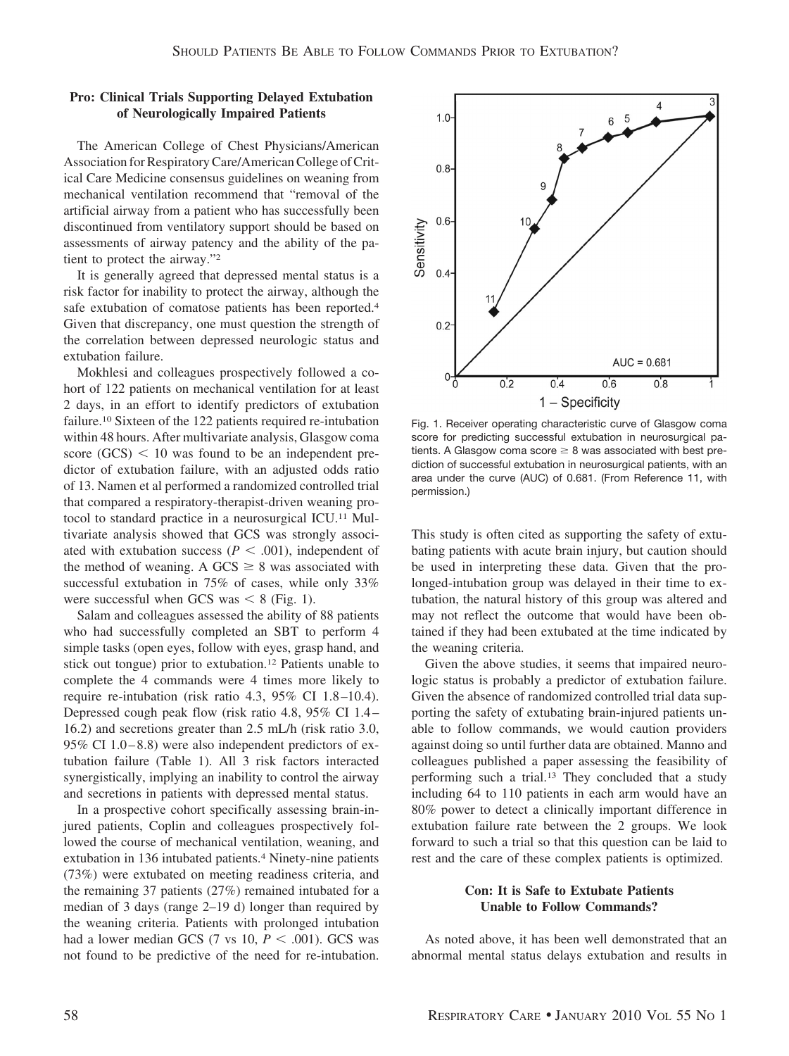### Pro: Clinical Trials Supporting Delayed Extubation of Neurologically Impaired Patients

The American College of Chest Physicians/American Association for Respiratory Care/American College of Critical Care Medicine consensus guidelines on weaning from mechanical ventilation recommend that "removal of the artificial airway from a patient who has successfully been discontinued from ventilatory support should be based on assessments of airway patency and the ability of the patient to protect the airway."[2]

It is generally agreed that depressed mental status is a risk factor for inability to protect the airway, although the safe extubation of comatose patients has been reported.[4] Given that discrepancy, one must question the strength of the correlation between depressed neurologic status and extubation failure.

Mokhlesi and colleagues prospectively followed a cohort of 122 patients on mechanical ventilation for at least 2 days, in an effort to identify predictors of extubation failure.[10] Sixteen of the 122 patients required re-intubation within 48 hours. After multivariate analysis, Glasgow coma score (GCS) $< 10$ was found to be an independent predictor of extubation failure, with an adjusted odds ratio of 13. Namen et al performed a randomized controlled trial that compared a respiratory-therapist-driven weaning protocol to standard practice in a neurosurgical ICU.[11] Multivariate analysis showed that GCS was strongly associated with extubation success ($P < .001$), independent of the method of weaning. A GCS $\geq 8$ was associated with successful extubation in 75% of cases, while only 33% were successful when GCS was $< 8$ (Fig. 1).

Salam and colleagues assessed the ability of 88 patients who had successfully completed an SBT to perform 4 simple tasks (open eyes, follow with eyes, grasp hand, and stick out tongue) prior to extubation.[12] Patients unable to complete the 4 commands were 4 times more likely to require re-intubation (risk ratio 4.3, 95% CI 1.8–10.4). Depressed cough peak flow (risk ratio 4.8, 95% CI 1.4–16.2) and secretions greater than 2.5 mL/h (risk ratio 3.0, 95% CI 1.0–8.8) were also independent predictors of extubation failure (Table 1). All 3 risk factors interacted synergistically, implying an inability to control the airway and secretions in patients with depressed mental status.

In a prospective cohort specifically assessing brain-injured patients, Coplin and colleagues prospectively followed the course of mechanical ventilation, weaning, and extubation in 136 intubated patients.[4] Ninety-nine patients (73%) were extubated on meeting readiness criteria, and the remaining 37 patients (27%) remained intubated for a median of 3 days (range 2–19 d) longer than required by the weaning criteria. Patients with prolonged intubation had a lower median GCS (7 vs 10, $P < .001$). GCS was not found to be predictive of the need for re-intubation.

Fig. 1. Receiver operating characteristic curve of Glasgow coma score for predicting successful extubation in neurosurgical patients. A Glasgow coma score $\geq 8$ was associated with best prediction of successful extubation in neurosurgical patients, with an area under the curve (AUC) of 0.681. (From Reference 11, with permission.)

This study is often cited as supporting the safety of extubating patients with acute brain injury, but caution should be used in interpreting these data. Given that the prolonged-intubation group was delayed in their time to extubation, the natural history of this group was altered and may not reflect the outcome that would have been obtained if they had been extubated at the time indicated by the weaning criteria.

Given the above studies, it seems that impaired neurologic status is probably a predictor of extubation failure. Given the absence of randomized controlled trial data supporting the safety of extubating brain-injured patients unable to follow commands, we would caution providers against doing so until further data are obtained. Manno and colleagues published a paper assessing the feasibility of performing such a trial.[13] They concluded that a study including 64 to 110 patients in each arm would have an 80% power to detect a clinically important difference in extubation failure rate between the 2 groups. We look forward to such a trial so that this question can be laid to rest and the care of these complex patients is optimized.

### Con: It is Safe to Extubate Patients Unable to Follow Commands?

As noted above, it has been well demonstrated that an abnormal mental status delays extubation and results in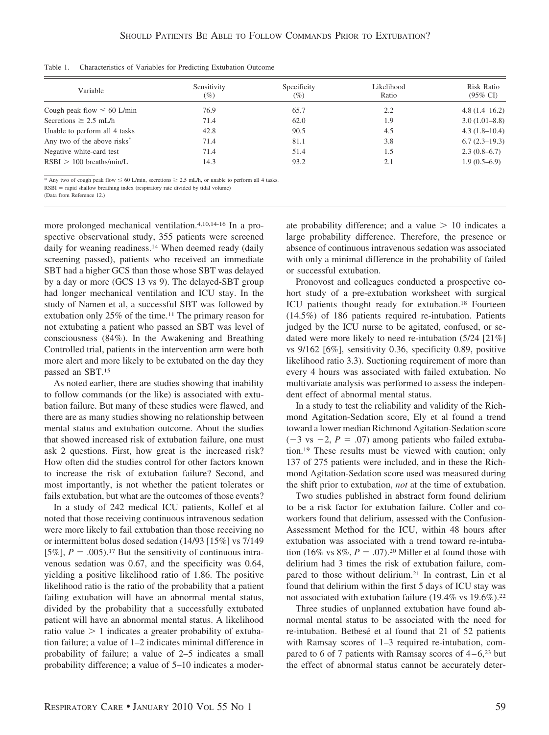Table 1. Characteristics of Variables for Predicting Extubation Outcome

| Variable | Sensitivity (%) | Specificity (%) | Likelihood Ratio | Risk Ratio (95% CI) |
|---|---|---|---|---|
| Cough peak flow ≤ 60 L/min | 76.9 | 65.7 | 2.2 | 4.8 (1.4–16.2) |
| Secretions ≥ 2.5 mL/h | 71.4 | 62.0 | 1.9 | 3.0 (1.01–8.8) |
| Unable to perform all 4 tasks | 42.8 | 90.5 | 4.5 | 4.3 (1.8–10.4) |
| Any two of the above risks* | 71.4 | 81.1 | 3.8 | 6.7 (2.3–19.3) |
| Negative white-card test | 71.4 | 51.4 | 1.5 | 2.3 (0.8–6.7) |
| RSBI > 100 breaths/min/L | 14.3 | 93.2 | 2.1 | 1.9 (0.5–6.9) |

* Any two of cough peak flow ≤ 60 L/min, secretions ≥ 2.5 mL/h, or unable to perform all 4 tasks.
RSBI = rapid shallow breathing index (respiratory rate divided by tidal volume)
(Data from Reference 12.)

more prolonged mechanical ventilation.[4,10,14-16] In a prospective observational study, 355 patients were screened daily for weaning readiness.[14] When deemed ready (daily screening passed), patients who received an immediate SBT had a higher GCS than those whose SBT was delayed by a day or more (GCS 13 vs 9). The delayed-SBT group had longer mechanical ventilation and ICU stay. In the study of Namen et al, a successful SBT was followed by extubation only 25% of the time.[11] The primary reason for not extubating a patient who passed an SBT was level of consciousness (84%). In the Awakening and Breathing Controlled trial, patients in the intervention arm were both more alert and more likely to be extubated on the day they passed an SBT.[15]

As noted earlier, there are studies showing that inability to follow commands (or the like) is associated with extubation failure. But many of these studies were flawed, and there are as many studies showing no relationship between mental status and extubation outcome. About the studies that showed increased risk of extubation failure, one must ask 2 questions. First, how great is the increased risk? How often did the studies control for other factors known to increase the risk of extubation failure? Second, and most importantly, is not whether the patient tolerates or fails extubation, but what are the outcomes of those events?

In a study of 242 medical ICU patients, Kollef et al noted that those receiving continuous intravenous sedation were more likely to fail extubation than those receiving no or intermittent bolus dosed sedation (14/93 [15%] vs 7/149 [5%], $P = .005$).[17] But the sensitivity of continuous intravenous sedation was 0.67, and the specificity was 0.64, yielding a positive likelihood ratio of 1.86. The positive likelihood ratio is the ratio of the probability that a patient failing extubation will have an abnormal mental status, divided by the probability that a successfully extubated patient will have an abnormal mental status. A likelihood ratio value > 1 indicates a greater probability of extubation failure; a value of 1–2 indicates minimal difference in probability of failure; a value of 2–5 indicates a small probability difference; a value of 5–10 indicates a moderate probability difference; and a value > 10 indicates a large probability difference. Therefore, the presence or absence of continuous intravenous sedation was associated with only a minimal difference in the probability of failed or successful extubation.

Pronovost and colleagues conducted a prospective cohort study of a pre-extubation worksheet with surgical ICU patients thought ready for extubation.[18] Fourteen (14.5%) of 186 patients required re-intubation. Patients judged by the ICU nurse to be agitated, confused, or sedated were more likely to need re-intubation (5/24 [21%] vs 9/162 [6%], sensitivity 0.36, specificity 0.89, positive likelihood ratio 3.3). Suctioning requirement of more than every 4 hours was associated with failed extubation. No multivariate analysis was performed to assess the independent effect of abnormal mental status.

In a study to test the reliability and validity of the Richmond Agitation-Sedation score, Ely et al found a trend toward a lower median Richmond Agitation-Sedation score (−3 vs −2, $P = .07$) among patients who failed extubation.[19] These results must be viewed with caution; only 137 of 275 patients were included, and in these the Richmond Agitation-Sedation score used was measured during the shift prior to extubation, *not* at the time of extubation.

Two studies published in abstract form found delirium to be a risk factor for extubation failure. Coller and coworkers found that delirium, assessed with the Confusion-Assessment Method for the ICU, within 48 hours after extubation was associated with a trend toward re-intubation (16% vs 8%, $P = .07$).[20] Miller et al found those with delirium had 3 times the risk of extubation failure, compared to those without delirium.[21] In contrast, Lin et al found that delirium within the first 5 days of ICU stay was not associated with extubation failure (19.4% vs 19.6%).[22]

Three studies of unplanned extubation have found abnormal mental status to be associated with the need for re-intubation. Betbesé et al found that 21 of 52 patients with Ramsay scores of 1–3 required re-intubation, compared to 6 of 7 patients with Ramsay scores of 4–6,[23] but the effect of abnormal status cannot be accurately deter-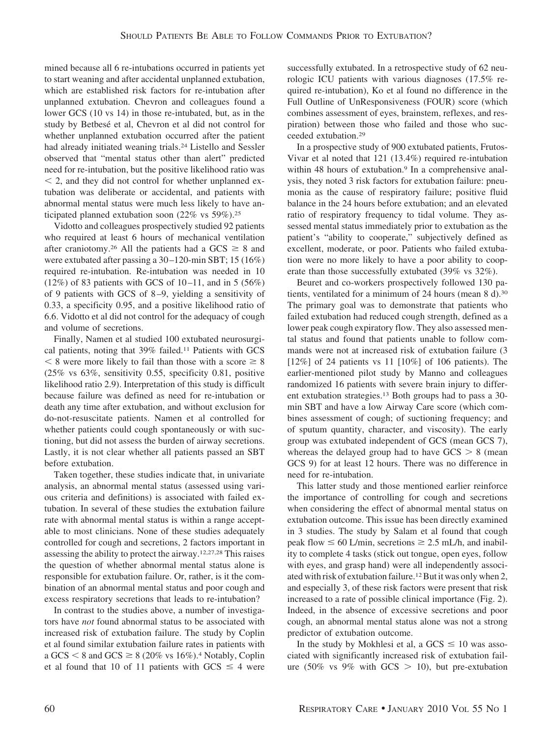mined because all 6 re-intubations occurred in patients yet to start weaning and after accidental unplanned extubation, which are established risk factors for re-intubation after unplanned extubation. Chevron and colleagues found a lower GCS (10 vs 14) in those re-intubated, but, as in the study by Betbesé et al, Chevron et al did not control for whether unplanned extubation occurred after the patient had already initiated weaning trials.[24] Listello and Sessler observed that "mental status other than alert" predicted need for re-intubation, but the positive likelihood ratio was < 2, and they did not control for whether unplanned extubation was deliberate or accidental, and patients with abnormal mental status were much less likely to have anticipated planned extubation soon (22% vs 59%).[25]

Vidotto and colleagues prospectively studied 92 patients who required at least 6 hours of mechanical ventilation after craniotomy.[26] All the patients had a GCS ≥ 8 and were extubated after passing a 30–120-min SBT; 15 (16%) required re-intubation. Re-intubation was needed in 10 (12%) of 83 patients with GCS of 10–11, and in 5 (56%) of 9 patients with GCS of 8–9, yielding a sensitivity of 0.33, a specificity 0.95, and a positive likelihood ratio of 6.6. Vidotto et al did not control for the adequacy of cough and volume of secretions.

Finally, Namen et al studied 100 extubated neurosurgical patients, noting that 39% failed.[11] Patients with GCS < 8 were more likely to fail than those with a score ≥ 8 (25% vs 63%, sensitivity 0.55, specificity 0.81, positive likelihood ratio 2.9). Interpretation of this study is difficult because failure was defined as need for re-intubation or death any time after extubation, and without exclusion for do-not-resuscitate patients. Namen et al controlled for whether patients could cough spontaneously or with suctioning, but did not assess the burden of airway secretions. Lastly, it is not clear whether all patients passed an SBT before extubation.

Taken together, these studies indicate that, in univariate analysis, an abnormal mental status (assessed using various criteria and definitions) is associated with failed extubation. In several of these studies the extubation failure rate with abnormal mental status is within a range acceptable to most clinicians. None of these studies adequately controlled for cough and secretions, 2 factors important in assessing the ability to protect the airway.[12,27,28] This raises the question of whether abnormal mental status alone is responsible for extubation failure. Or, rather, is it the combination of an abnormal mental status and poor cough and excess respiratory secretions that leads to re-intubation?

In contrast to the studies above, a number of investigators have *not* found abnormal status to be associated with increased risk of extubation failure. The study by Coplin et al found similar extubation failure rates in patients with a GCS < 8 and GCS ≥ 8 (20% vs 16%).[4] Notably, Coplin et al found that 10 of 11 patients with GCS ≤ 4 were successfully extubated. In a retrospective study of 62 neurologic ICU patients with various diagnoses (17.5% required re-intubation), Ko et al found no difference in the Full Outline of UnResponsiveness (FOUR) score (which combines assessment of eyes, brainstem, reflexes, and respiration) between those who failed and those who succeeded extubation.[29]

In a prospective study of 900 extubated patients, Frutos-Vivar et al noted that 121 (13.4%) required re-intubation within 48 hours of extubation.[9] In a comprehensive analysis, they noted 3 risk factors for extubation failure: pneumonia as the cause of respiratory failure; positive fluid balance in the 24 hours before extubation; and an elevated ratio of respiratory frequency to tidal volume. They assessed mental status immediately prior to extubation as the patient's "ability to cooperate," subjectively defined as excellent, moderate, or poor. Patients who failed extubation were no more likely to have a poor ability to cooperate than those successfully extubated (39% vs 32%).

Beuret and co-workers prospectively followed 130 patients, ventilated for a minimum of 24 hours (mean 8 d).[30] The primary goal was to demonstrate that patients who failed extubation had reduced cough strength, defined as a lower peak cough expiratory flow. They also assessed mental status and found that patients unable to follow commands were not at increased risk of extubation failure (3 [12%] of 24 patients vs 11 [10%] of 106 patients). The earlier-mentioned pilot study by Manno and colleagues randomized 16 patients with severe brain injury to different extubation strategies.[13] Both groups had to pass a 30-min SBT and have a low Airway Care score (which combines assessment of cough; of suctioning frequency; and of sputum quantity, character, and viscosity). The early group was extubated independent of GCS (mean GCS 7), whereas the delayed group had to have GCS > 8 (mean GCS 9) for at least 12 hours. There was no difference in need for re-intubation.

This latter study and those mentioned earlier reinforce the importance of controlling for cough and secretions when considering the effect of abnormal mental status on extubation outcome. This issue has been directly examined in 3 studies. The study by Salam et al found that cough peak flow ≤ 60 L/min, secretions ≥ 2.5 mL/h, and inability to complete 4 tasks (stick out tongue, open eyes, follow with eyes, and grasp hand) were all independently associated with risk of extubation failure.[12] But it was only when 2, and especially 3, of these risk factors were present that risk increased to a rate of possible clinical importance (Fig. 2). Indeed, in the absence of excessive secretions and poor cough, an abnormal mental status alone was not a strong predictor of extubation outcome.

In the study by Mokhlesi et al, a GCS ≤ 10 was associated with significantly increased risk of extubation failure (50% vs 9% with GCS > 10), but pre-extubation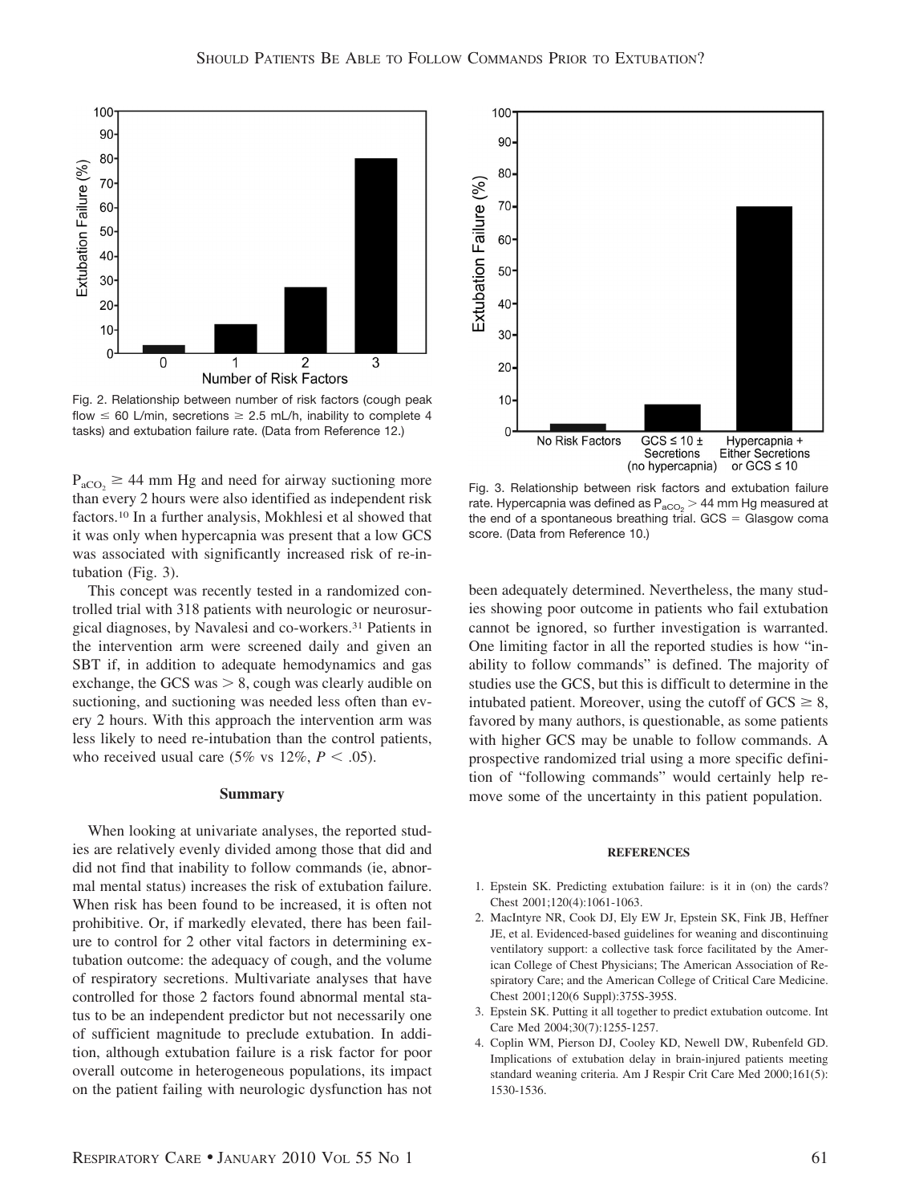Fig. 2. Relationship between number of risk factors (cough peak flow ≤ 60 L/min, secretions ≥ 2.5 mL/h, inability to complete 4 tasks) and extubation failure rate. (Data from Reference 12.)

$P_{aCO_2} \geq 44$ mm Hg and need for airway suctioning more than every 2 hours were also identified as independent risk factors.[10] In a further analysis, Mokhlesi et al showed that it was only when hypercapnia was present that a low GCS was associated with significantly increased risk of re-intubation (Fig. 3).

This concept was recently tested in a randomized controlled trial with 318 patients with neurologic or neurosurgical diagnoses, by Navalesi and co-workers.[31] Patients in the intervention arm were screened daily and given an SBT if, in addition to adequate hemodynamics and gas exchange, the GCS was > 8, cough was clearly audible on suctioning, and suctioning was needed less often than every 2 hours. With this approach the intervention arm was less likely to need re-intubation than the control patients, who received usual care (5% vs 12%, $P < .05$).

Fig. 3. Relationship between risk factors and extubation failure rate. Hypercapnia was defined as $P_{aCO_2} > 44$ mm Hg measured at the end of a spontaneous breathing trial. GCS = Glasgow coma score. (Data from Reference 10.)

## Summary

When looking at univariate analyses, the reported studies are relatively evenly divided among those that did and did not find that inability to follow commands (ie, abnormal mental status) increases the risk of extubation failure. When risk has been found to be increased, it is often not prohibitive. Or, if markedly elevated, there has been failure to control for 2 other vital factors in determining extubation outcome: the adequacy of cough, and the volume of respiratory secretions. Multivariate analyses that have controlled for those 2 factors found abnormal mental status to be an independent predictor but not necessarily one of sufficient magnitude to preclude extubation. In addition, although extubation failure is a risk factor for poor overall outcome in heterogeneous populations, its impact on the patient failing with neurologic dysfunction has not been adequately determined. Nevertheless, the many studies showing poor outcome in patients who fail extubation cannot be ignored, so further investigation is warranted. One limiting factor in all the reported studies is how "inability to follow commands" is defined. The majority of studies use the GCS, but this is difficult to determine in the intubated patient. Moreover, using the cutoff of GCS ≥ 8, favored by many authors, is questionable, as some patients with higher GCS may be unable to follow commands. A prospective randomized trial using a more specific definition of "following commands" would certainly help remove some of the uncertainty in this patient population.

## REFERENCES

1. Epstein SK. Predicting extubation failure: is it in (on) the cards? Chest 2001;120(4):1061-1063.
2. MacIntyre NR, Cook DJ, Ely EW Jr, Epstein SK, Fink JB, Heffner JE, et al. Evidenced-based guidelines for weaning and discontinuing ventilatory support: a collective task force facilitated by the American College of Chest Physicians; The American Association of Respiratory Care; and the American College of Critical Care Medicine. Chest 2001;120(6 Suppl):375S-395S.
3. Epstein SK. Putting it all together to predict extubation outcome. Int Care Med 2004;30(7):1255-1257.
4. Coplin WM, Pierson DJ, Cooley KD, Newell DW, Rubenfeld GD. Implications of extubation delay in brain-injured patients meeting standard weaning criteria. Am J Respir Crit Care Med 2000;161(5): 1530-1536.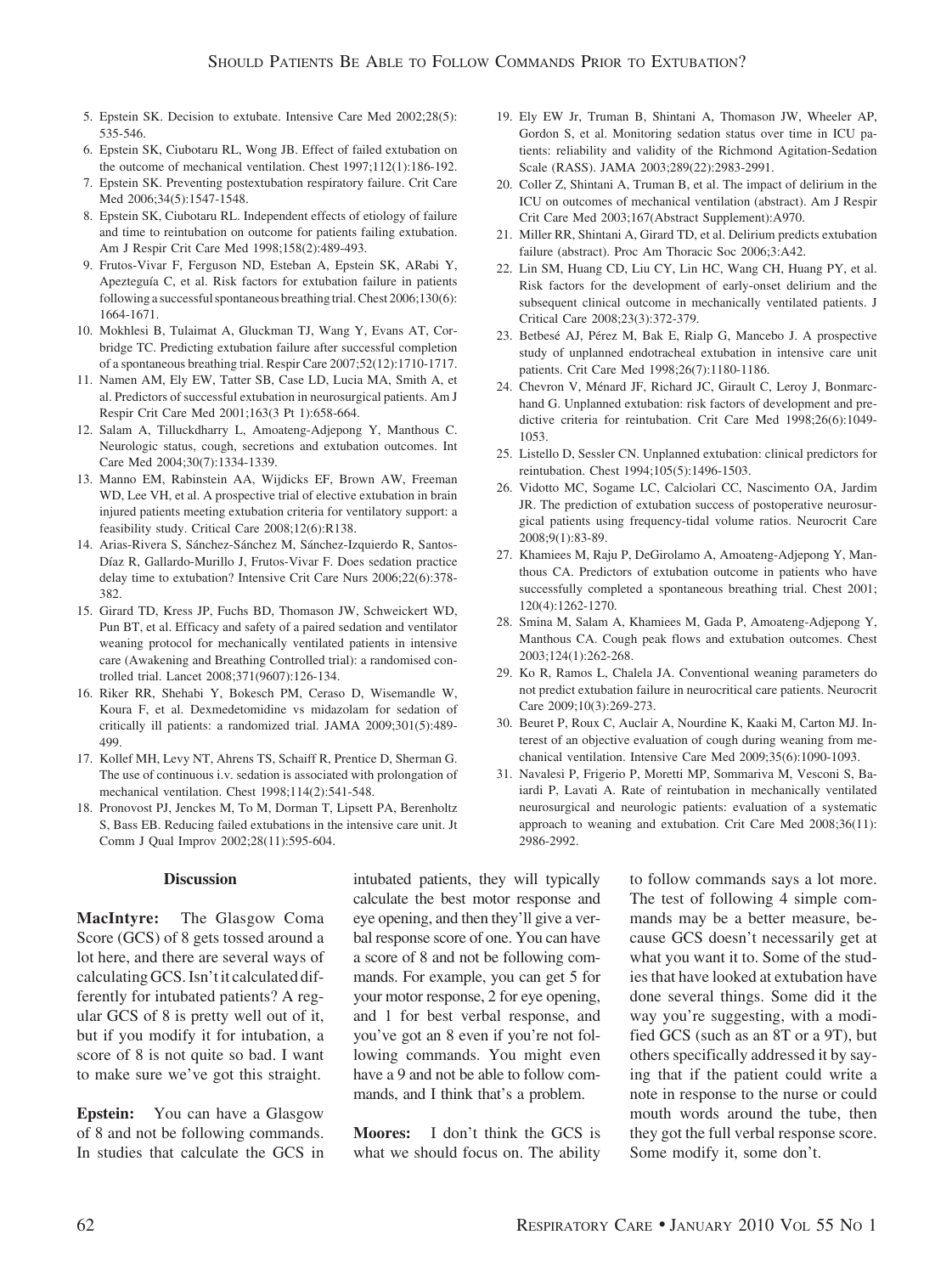5. Epstein SK. Decision to extubate. Intensive Care Med 2002;28(5): 535-546.
6. Epstein SK, Ciubotaru RL, Wong JB. Effect of failed extubation on the outcome of mechanical ventilation. Chest 1997;112(1):186-192.
7. Epstein SK. Preventing postextubation respiratory failure. Crit Care Med 2006;34(5):1547-1548.
8. Epstein SK, Ciubotaru RL. Independent effects of etiology of failure and time to reintubation on outcome for patients failing extubation. Am J Respir Crit Care Med 1998;158(2):489-493.
9. Frutos-Vivar F, Ferguson ND, Esteban A, Epstein SK, ARabi Y, Apezteguía C, et al. Risk factors for extubation failure in patients following a successful spontaneous breathing trial. Chest 2006;130(6): 1664-1671.
10. Mokhlesi B, Tulaimat A, Gluckman TJ, Wang Y, Evans AT, Corbridge TC. Predicting extubation failure after successful completion of a spontaneous breathing trial. Respir Care 2007;52(12):1710-1717.
11. Namen AM, Ely EW, Tatter SB, Case LD, Lucia MA, Smith A, et al. Predictors of successful extubation in neurosurgical patients. Am J Respir Crit Care Med 2001;163(3 Pt 1):658-664.
12. Salam A, Tilluckdharry L, Amoateng-Adjepong Y, Manthous C. Neurologic status, cough, secretions and extubation outcomes. Int Care Med 2004;30(7):1334-1339.
13. Manno EM, Rabinstein AA, Wijdicks EF, Brown AW, Freeman WD, Lee VH, et al. A prospective trial of elective extubation in brain injured patients meeting extubation criteria for ventilatory support: a feasibility study. Critical Care 2008;12(6):R138.
14. Arias-Rivera S, Sánchez-Sánchez M, Sánchez-Izquierdo R, Santos-Díaz R, Gallardo-Murillo J, Frutos-Vivar F. Does sedation practice delay time to extubation? Intensive Crit Care Nurs 2006;22(6):378-382.
15. Girard TD, Kress JP, Fuchs BD, Thomason JW, Schweickert WD, Pun BT, et al. Efficacy and safety of a paired sedation and ventilator weaning protocol for mechanically ventilated patients in intensive care (Awakening and Breathing Controlled trial): a randomised controlled trial. Lancet 2008;371(9607):126-134.
16. Riker RR, Shehabi Y, Bokesch PM, Ceraso D, Wisemandle W, Koura F, et al. Dexmedetomidine vs midazolam for sedation of critically ill patients: a randomized trial. JAMA 2009;301(5):489-499.
17. Kollef MH, Levy NT, Ahrens TS, Schaiff R, Prentice D, Sherman G. The use of continuous i.v. sedation is associated with prolongation of mechanical ventilation. Chest 1998;114(2):541-548.
18. Pronovost PJ, Jenckes M, To M, Dorman T, Lipsett PA, Berenholtz S, Bass EB. Reducing failed extubations in the intensive care unit. Jt Comm J Qual Improv 2002;28(11):595-604.
19. Ely EW Jr, Truman B, Shintani A, Thomason JW, Wheeler AP, Gordon S, et al. Monitoring sedation status over time in ICU patients: reliability and validity of the Richmond Agitation-Sedation Scale (RASS). JAMA 2003;289(22):2983-2991.
20. Coller Z, Shintani A, Truman B, et al. The impact of delirium in the ICU on outcomes of mechanical ventilation (abstract). Am J Respir Crit Care Med 2003;167(Abstract Supplement):A970.
21. Miller RR, Shintani A, Girard TD, et al. Delirium predicts extubation failure (abstract). Proc Am Thoracic Soc 2006;3:A42.
22. Lin SM, Huang CD, Liu CY, Lin HC, Wang CH, Huang PY, et al. Risk factors for the development of early-onset delirium and the subsequent clinical outcome in mechanically ventilated patients. J Critical Care 2008;23(3):372-379.
23. Betbesé AJ, Pérez M, Bak E, Rialp G, Mancebo J. A prospective study of unplanned endotracheal extubation in intensive care unit patients. Crit Care Med 1998;26(7):1180-1186.
24. Chevron V, Ménard JF, Richard JC, Girault C, Leroy J, Bonmarchand G. Unplanned extubation: risk factors of development and predictive criteria for reintubation. Crit Care Med 1998;26(6):1049-1053.
25. Listello D, Sessler CN. Unplanned extubation: clinical predictors for reintubation. Chest 1994;105(5):1496-1503.
26. Vidotto MC, Sogame LC, Calciolari CC, Nascimento OA, Jardim JR. The prediction of extubation success of postoperative neurosurgical patients using frequency-tidal volume ratios. Neurocrit Care 2008;9(1):83-89.
27. Khamiees M, Raju P, DeGirolamo A, Amoateng-Adjepong Y, Manthous CA. Predictors of extubation outcome in patients who have successfully completed a spontaneous breathing trial. Chest 2001; 120(4):1262-1270.
28. Smina M, Salam A, Khamiees M, Gada P, Amoateng-Adjepong Y, Manthous CA. Cough peak flows and extubation outcomes. Chest 2003;124(1):262-268.
29. Ko R, Ramos L, Chalela JA. Conventional weaning parameters do not predict extubation failure in neurocritical care patients. Neurocrit Care 2009;10(3):269-273.
30. Beuret P, Roux C, Auclair A, Nourdine K, Kaaki M, Carton MJ. Interest of an objective evaluation of cough during weaning from mechanical ventilation. Intensive Care Med 2009;35(6):1090-1093.
31. Navalesi P, Frigerio P, Moretti MP, Sommariva M, Vesconi S, Baiardi P, Lavati A. Rate of reintubation in mechanically ventilated neurosurgical and neurologic patients: evaluation of a systematic approach to weaning and extubation. Crit Care Med 2008;36(11): 2986-2992.

## Discussion

**MacIntyre:** The Glasgow Coma Score (GCS) of 8 gets tossed around a lot here, and there are several ways of calculating GCS. Isn't it calculated differently for intubated patients? A regular GCS of 8 is pretty well out of it, but if you modify it for intubation, a score of 8 is not quite so bad. I want to make sure we've got this straight.

**Epstein:** You can have a Glasgow of 8 and not be following commands. In studies that calculate the GCS in intubated patients, they will typically calculate the best motor response and eye opening, and then they'll give a verbal response score of one. You can have a score of 8 and not be following commands. For example, you can get 5 for your motor response, 2 for eye opening, and 1 for best verbal response, and you've got an 8 even if you're not following commands. You might even have a 9 and not be able to follow commands, and I think that's a problem.

**Moores:** I don't think the GCS is what we should focus on. The ability to follow commands says a lot more. The test of following 4 simple commands may be a better measure, because GCS doesn't necessarily get at what you want it to. Some of the studies that have looked at extubation have done several things. Some did it the way you're suggesting, with a modified GCS (such as an 8T or a 9T), but others specifically addressed it by saying that if the patient could write a note in response to the nurse or could mouth words around the tube, then they got the full verbal response score. Some modify it, some don't.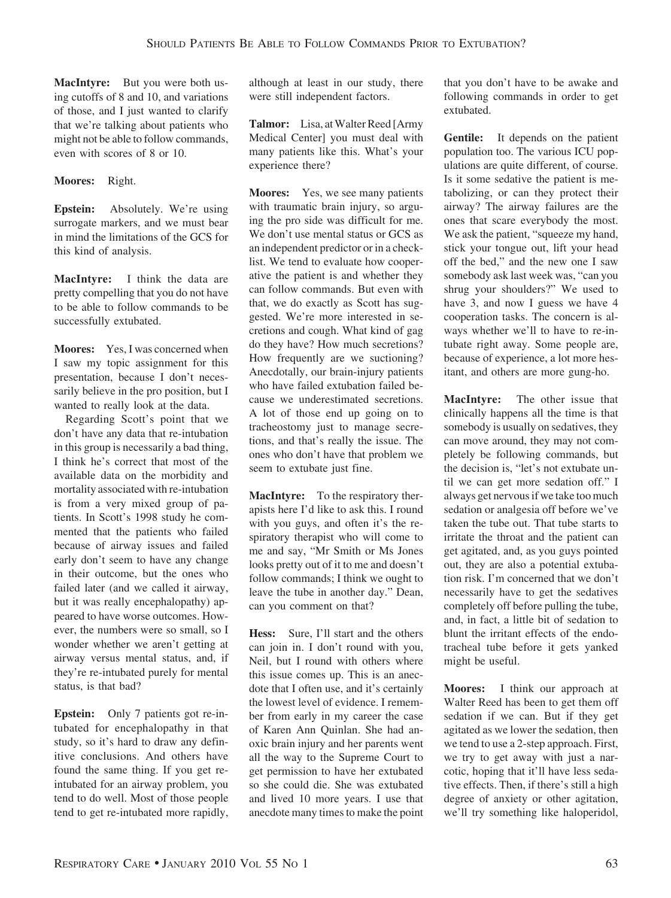**MacIntyre:** But you were both using cutoffs of 8 and 10, and variations of those, and I just wanted to clarify that we're talking about patients who might not be able to follow commands, even with scores of 8 or 10.

**Moores:** Right.

**Epstein:** Absolutely. We're using surrogate markers, and we must bear in mind the limitations of the GCS for this kind of analysis.

**MacIntyre:** I think the data are pretty compelling that you do not have to be able to follow commands to be successfully extubated.

**Moores:** Yes, I was concerned when I saw my topic assignment for this presentation, because I don't necessarily believe in the pro position, but I wanted to really look at the data.

Regarding Scott's point that we don't have any data that re-intubation in this group is necessarily a bad thing, I think he's correct that most of the available data on the morbidity and mortality associated with re-intubation is from a very mixed group of patients. In Scott's 1998 study he commented that the patients who failed because of airway issues and failed early don't seem to have any change in their outcome, but the ones who failed later (and we called it airway, but it was really encephalopathy) appeared to have worse outcomes. However, the numbers were so small, so I wonder whether we aren't getting at airway versus mental status, and, if they're re-intubated purely for mental status, is that bad?

**Epstein:** Only 7 patients got re-intubated for encephalopathy in that study, so it's hard to draw any definitive conclusions. And others have found the same thing. If you get re-intubated for an airway problem, you tend to do well. Most of those people tend to get re-intubated more rapidly, although at least in our study, there were still independent factors.

**Talmor:** Lisa, at Walter Reed [Army Medical Center] you must deal with many patients like this. What's your experience there?

**Moores:** Yes, we see many patients with traumatic brain injury, so arguing the pro side was difficult for me. We don't use mental status or GCS as an independent predictor or in a checklist. We tend to evaluate how cooperative the patient is and whether they can follow commands. But even with that, we do exactly as Scott has suggested. We're more interested in secretions and cough. What kind of gag do they have? How much secretions? How frequently are we suctioning? Anecdotally, our brain-injury patients who have failed extubation failed because we underestimated secretions. A lot of those end up going on to tracheostomy just to manage secretions, and that's really the issue. The ones who don't have that problem we seem to extubate just fine.

**MacIntyre:** To the respiratory therapists here I'd like to ask this. I round with you guys, and often it's the respiratory therapist who will come to me and say, "Mr Smith or Ms Jones looks pretty out of it to me and doesn't follow commands; I think we ought to leave the tube in another day." Dean, can you comment on that?

**Hess:** Sure, I'll start and the others can join in. I don't round with you, Neil, but I round with others where this issue comes up. This is an anecdote that I often use, and it's certainly the lowest level of evidence. I remember from early in my career the case of Karen Ann Quinlan. She had anoxic brain injury and her parents went all the way to the Supreme Court to get permission to have her extubated so she could die. She was extubated and lived 10 more years. I use that anecdote many times to make the point that you don't have to be awake and following commands in order to get extubated.

**Gentile:** It depends on the patient population too. The various ICU populations are quite different, of course. Is it some sedative the patient is metabolizing, or can they protect their airway? The airway failures are the ones that scare everybody the most. We ask the patient, "squeeze my hand, stick your tongue out, lift your head off the bed," and the new one I saw somebody ask last week was, "can you shrug your shoulders?" We used to have 3, and now I guess we have 4 cooperation tasks. The concern is always whether we'll to have to re-intubate right away. Some people are, because of experience, a lot more hesitant, and others are more gung-ho.

**MacIntyre:** The other issue that clinically happens all the time is that somebody is usually on sedatives, they can move around, they may not completely be following commands, but the decision is, "let's not extubate until we can get more sedation off." I always get nervous if we take too much sedation or analgesia off before we've taken the tube out. That tube starts to irritate the throat and the patient can get agitated, and, as you guys pointed out, they are also a potential extubation risk. I'm concerned that we don't necessarily have to get the sedatives completely off before pulling the tube, and, in fact, a little bit of sedation to blunt the irritant effects of the endotracheal tube before it gets yanked might be useful.

**Moores:** I think our approach at Walter Reed has been to get them off sedation if we can. But if they get agitated as we lower the sedation, then we tend to use a 2-step approach. First, we try to get away with just a narcotic, hoping that it'll have less sedative effects. Then, if there's still a high degree of anxiety or other agitation, we'll try something like haloperidol,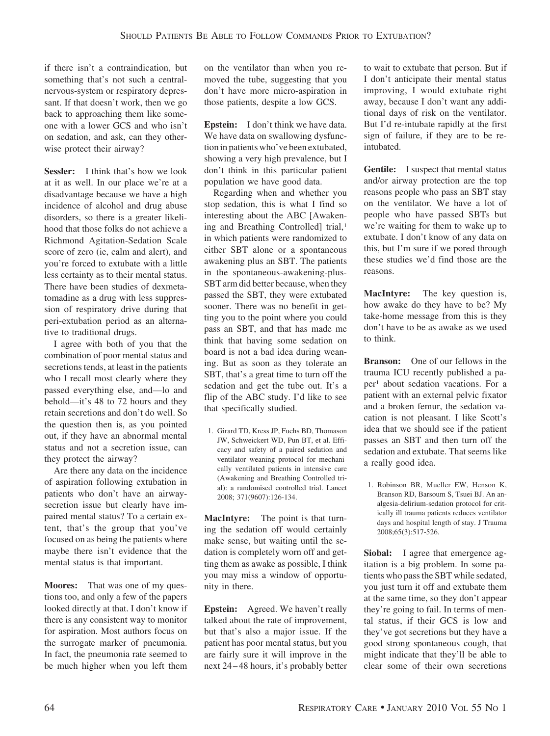if there isn't a contraindication, but something that's not such a central-nervous-system or respiratory depressant. If that doesn't work, then we go back to approaching them like someone with a lower GCS and who isn't on sedation, and ask, can they otherwise protect their airway?

**Sessler:** I think that's how we look at it as well. In our place we're at a disadvantage because we have a high incidence of alcohol and drug abuse disorders, so there is a greater likelihood that those folks do not achieve a Richmond Agitation-Sedation Scale score of zero (ie, calm and alert), and you're forced to extubate with a little less certainty as to their mental status. There have been studies of dexmetatomadine as a drug with less suppression of respiratory drive during that peri-extubation period as an alternative to traditional drugs.

I agree with both of you that the combination of poor mental status and secretions tends, at least in the patients who I recall most clearly where they passed everything else, and—lo and behold—it's 48 to 72 hours and they retain secretions and don't do well. So the question then is, as you pointed out, if they have an abnormal mental status and not a secretion issue, can they protect the airway?

Are there any data on the incidence of aspiration following extubation in patients who don't have an airway-secretion issue but clearly have impaired mental status? To a certain extent, that's the group that you've focused on as being the patients where maybe there isn't evidence that the mental status is that important.

**Moores:** That was one of my questions too, and only a few of the papers looked directly at that. I don't know if there is any consistent way to monitor for aspiration. Most authors focus on the surrogate marker of pneumonia. In fact, the pneumonia rate seemed to be much higher when you left them on the ventilator than when you removed the tube, suggesting that you don't have more micro-aspiration in those patients, despite a low GCS.

**Epstein:** I don't think we have data. We have data on swallowing dysfunction in patients who've been extubated, showing a very high prevalence, but I don't think in this particular patient population we have good data.

Regarding when and whether you stop sedation, this is what I find so interesting about the ABC [Awakening and Breathing Controlled] trial,[1] in which patients were randomized to either SBT alone or a spontaneous awakening plus an SBT. The patients in the spontaneous-awakening-plus-SBT arm did better because, when they passed the SBT, they were extubated sooner. There was no benefit in getting you to the point where you could pass an SBT, and that has made me think that having some sedation on board is not a bad idea during weaning. But as soon as they tolerate an SBT, that's a great time to turn off the sedation and get the tube out. It's a flip of the ABC study. I'd like to see that specifically studied.

1. Girard TD, Kress JP, Fuchs BD, Thomason JW, Schweickert WD, Pun BT, et al. Efficacy and safety of a paired sedation and ventilator weaning protocol for mechanically ventilated patients in intensive care (Awakening and Breathing Controlled trial): a randomised controlled trial. Lancet 2008; 371(9607):126-134.

**MacIntyre:** The point is that turning the sedation off would certainly make sense, but waiting until the sedation is completely worn off and getting them as awake as possible, I think you may miss a window of opportunity in there.

**Epstein:** Agreed. We haven't really talked about the rate of improvement, but that's also a major issue. If the patient has poor mental status, but you are fairly sure it will improve in the next 24–48 hours, it's probably better to wait to extubate that person. But if I don't anticipate their mental status improving, I would extubate right away, because I don't want any additional days of risk on the ventilator. But I'd re-intubate rapidly at the first sign of failure, if they are to be re-intubated.

**Gentile:** I suspect that mental status and/or airway protection are the top reasons people who pass an SBT stay on the ventilator. We have a lot of people who have passed SBTs but we're waiting for them to wake up to extubate. I don't know of any data on this, but I'm sure if we pored through these studies we'd find those are the reasons.

**MacIntyre:** The key question is, how awake do they have to be? My take-home message from this is they don't have to be as awake as we used to think.

**Branson:** One of our fellows in the trauma ICU recently published a paper[1] about sedation vacations. For a patient with an external pelvic fixator and a broken femur, the sedation vacation is not pleasant. I like Scott's idea that we should see if the patient passes an SBT and then turn off the sedation and extubate. That seems like a really good idea.

1. Robinson BR, Mueller EW, Henson K, Branson RD, Barsoum S, Tsuei BJ. An analgesia-delirium-sedation protocol for critically ill trauma patients reduces ventilator days and hospital length of stay. J Trauma 2008;65(3):517-526.

**Siobal:** I agree that emergence agitation is a big problem. In some patients who pass the SBT while sedated, you just turn it off and extubate them at the same time, so they don't appear they're going to fail. In terms of mental status, if their GCS is low and they've got secretions but they have a good strong spontaneous cough, that might indicate that they'll be able to clear some of their own secretions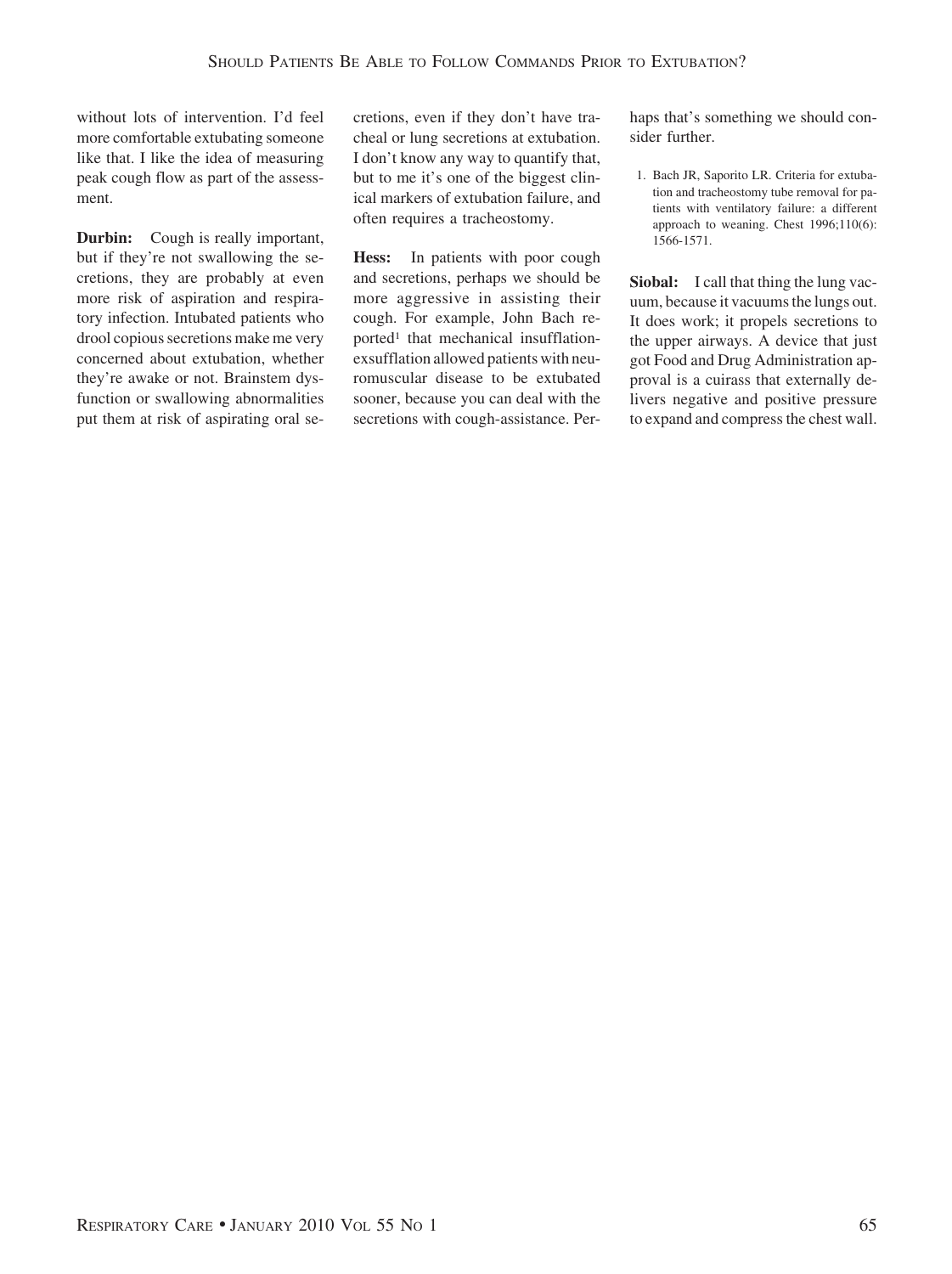without lots of intervention. I'd feel more comfortable extubating someone like that. I like the idea of measuring peak cough flow as part of the assessment.

**Durbin:** Cough is really important, but if they're not swallowing the secretions, they are probably at even more risk of aspiration and respiratory infection. Intubated patients who drool copious secretions make me very concerned about extubation, whether they're awake or not. Brainstem dysfunction or swallowing abnormalities put them at risk of aspirating oral secretions, even if they don't have tracheal or lung secretions at extubation. I don't know any way to quantify that, but to me it's one of the biggest clinical markers of extubation failure, and often requires a tracheostomy.

**Hess:** In patients with poor cough and secretions, perhaps we should be more aggressive in assisting their cough. For example, John Bach reported[1] that mechanical insufflation-exsufflation allowed patients with neuromuscular disease to be extubated sooner, because you can deal with the secretions with cough-assistance. Perhaps that's something we should consider further.

1. Bach JR, Saporito LR. Criteria for extubation and tracheostomy tube removal for patients with ventilatory failure: a different approach to weaning. Chest 1996;110(6): 1566-1571.

**Siobal:** I call that thing the lung vacuum, because it vacuums the lungs out. It does work; it propels secretions to the upper airways. A device that just got Food and Drug Administration approval is a cuirass that externally delivers negative and positive pressure to expand and compress the chest wall.